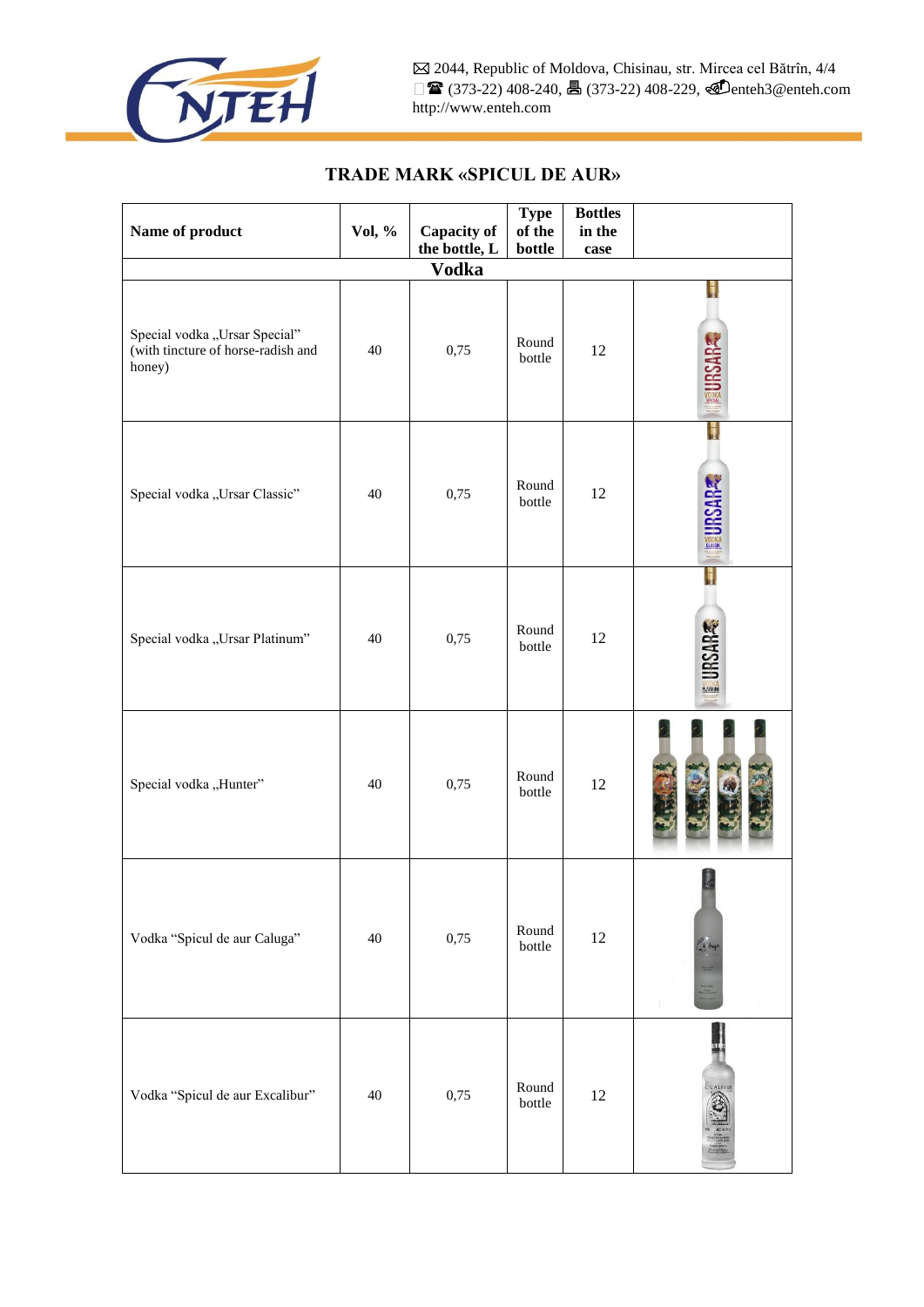✉ 2044, Republic of Moldova, Chisinau, str. Mircea cel Bătrîn, 4/4
☎ (373-22) 408-240, 🖷 (373-22) 408-229, enteh3@enteh.com
http://www.enteh.com

## TRADE MARK «SPICUL DE AUR»

| Name of product | Vol, % | Capacity of the bottle, L | Type of the bottle | Bottles in the case | |
|---|---|---|---|---|---|
| **Vodka** | | | | | |
| Special vodka „Ursar Special" (with tincture of horse-radish and honey) | 40 | 0,75 | Round bottle | 12 | |
| Special vodka „Ursar Classic" | 40 | 0,75 | Round bottle | 12 | |
| Special vodka „Ursar Platinum" | 40 | 0,75 | Round bottle | 12 | |
| Special vodka „Hunter" | 40 | 0,75 | Round bottle | 12 | |
| Vodka "Spicul de aur Caluga" | 40 | 0,75 | Round bottle | 12 | |
| Vodka "Spicul de aur Excalibur" | 40 | 0,75 | Round bottle | 12 | |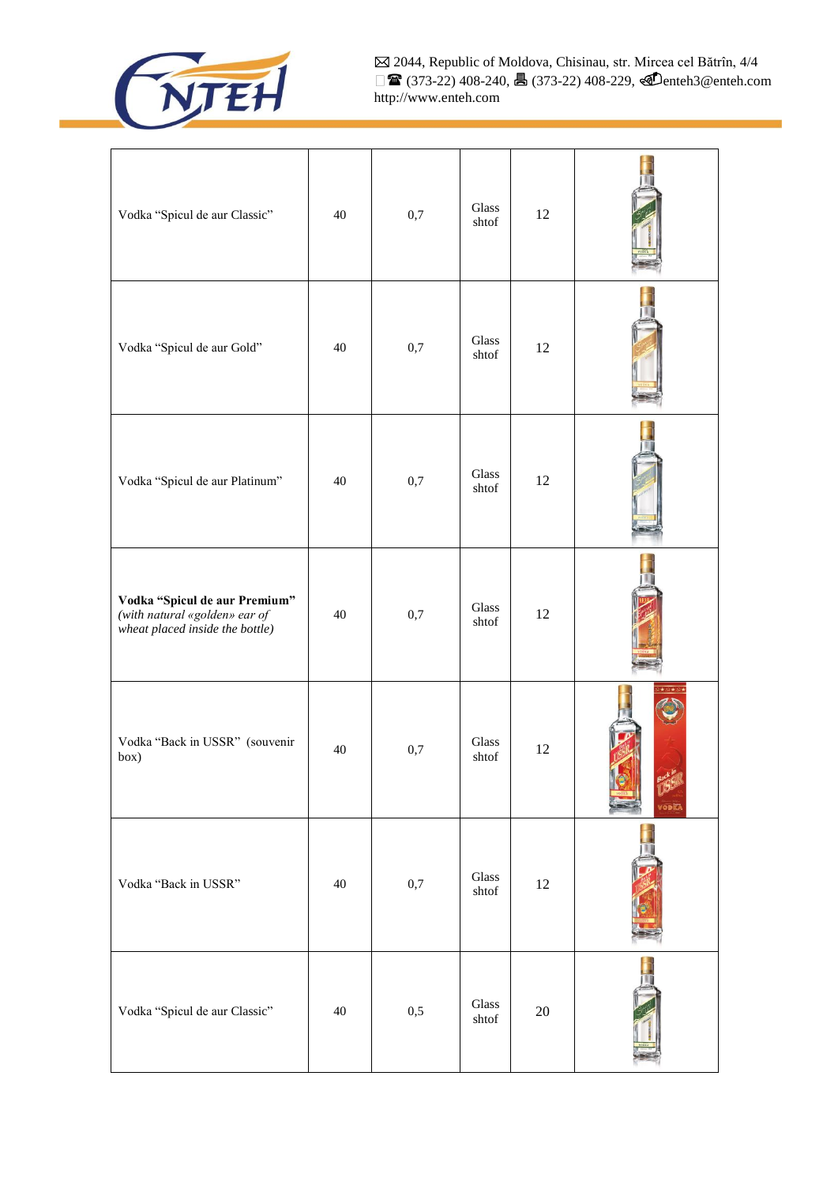| | | | | | |
|---|---|---|---|---|---|
| Vodka “Spicul de aur Classic” | 40 | 0,7 | Glass shtof | 12 | |
| Vodka “Spicul de aur Gold” | 40 | 0,7 | Glass shtof | 12 | |
| Vodka “Spicul de aur Platinum” | 40 | 0,7 | Glass shtof | 12 | |
| **Vodka “Spicul de aur Premium”** *(with natural «golden» ear of wheat placed inside the bottle)* | 40 | 0,7 | Glass shtof | 12 | |
| Vodka “Back in USSR” (souvenir box) | 40 | 0,7 | Glass shtof | 12 | |
| Vodka “Back in USSR” | 40 | 0,7 | Glass shtof | 12 | |
| Vodka “Spicul de aur Classic” | 40 | 0,5 | Glass shtof | 20 | |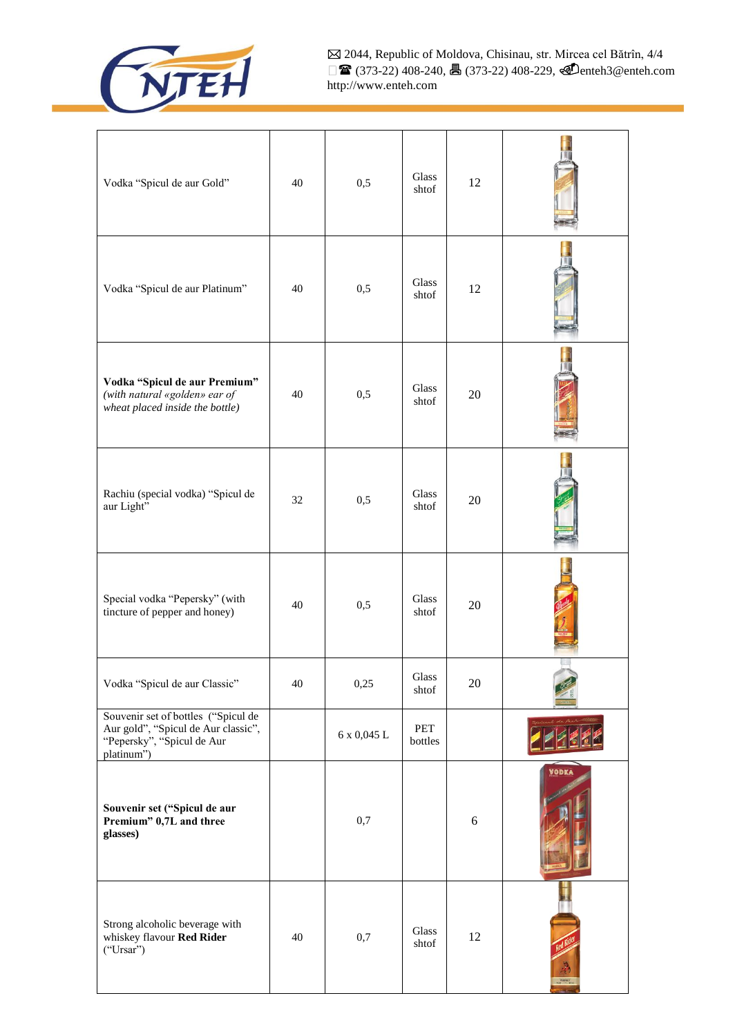| | | | | | |
|---|---|---|---|---|---|
| Vodka “Spicul de aur Gold” | 40 | 0,5 | Glass shtof | 12 | |
| Vodka “Spicul de aur Platinum” | 40 | 0,5 | Glass shtof | 12 | |
| **Vodka “Spicul de aur Premium”** *(with natural «golden» ear of wheat placed inside the bottle)* | 40 | 0,5 | Glass shtof | 20 | |
| Rachiu (special vodka) “Spicul de aur Light” | 32 | 0,5 | Glass shtof | 20 | |
| Special vodka “Pepersky” (with tincture of pepper and honey) | 40 | 0,5 | Glass shtof | 20 | |
| Vodka “Spicul de aur Classic” | 40 | 0,25 | Glass shtof | 20 | |
| Souvenir set of bottles (“Spicul de Aur gold”, “Spicul de Aur classic”, “Pepersky”, “Spicul de Aur platinum”) | | 6 x 0,045 L | PET bottles | | |
| **Souvenir set (“Spicul de aur Premium” 0,7L and three glasses)** | | 0,7 | | 6 | |
| Strong alcoholic beverage with whiskey flavour **Red Rider** (“Ursar”) | 40 | 0,7 | Glass shtof | 12 | |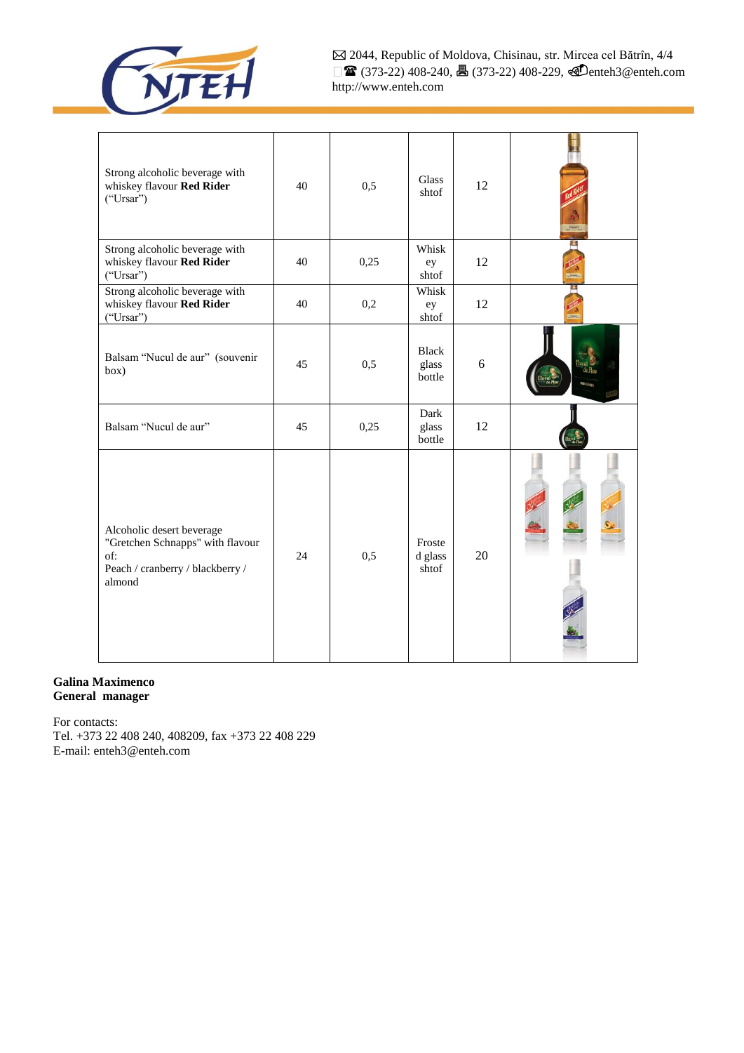✉ 2044, Republic of Moldova, Chisinau, str. Mircea cel Bătrîn, 4/4
☎ (373-22) 408-240, 🖷 (373-22) 408-229, enteh3@enteh.com
http://www.enteh.com

| | | | | | |
|---|---|---|---|---|---|
| Strong alcoholic beverage with whiskey flavour **Red Rider** ("Ursar") | 40 | 0,5 | Glass shtof | 12 | |
| Strong alcoholic beverage with whiskey flavour **Red Rider** ("Ursar") | 40 | 0,25 | Whiskey shtof | 12 | |
| Strong alcoholic beverage with whiskey flavour **Red Rider** ("Ursar") | 40 | 0,2 | Whiskey shtof | 12 | |
| Balsam "Nucul de aur" (souvenir box) | 45 | 0,5 | Black glass bottle | 6 | |
| Balsam "Nucul de aur" | 45 | 0,25 | Dark glass bottle | 12 | |
| Alcoholic desert beverage "Gretchen Schnapps" with flavour of: Peach / cranberry / blackberry / almond | 24 | 0,5 | Frosted glass shtof | 20 | |

**Galina Maximenco**
**General manager**

For contacts:
Tel. +373 22 408 240, 408209, fax +373 22 408 229
E-mail: enteh3@enteh.com